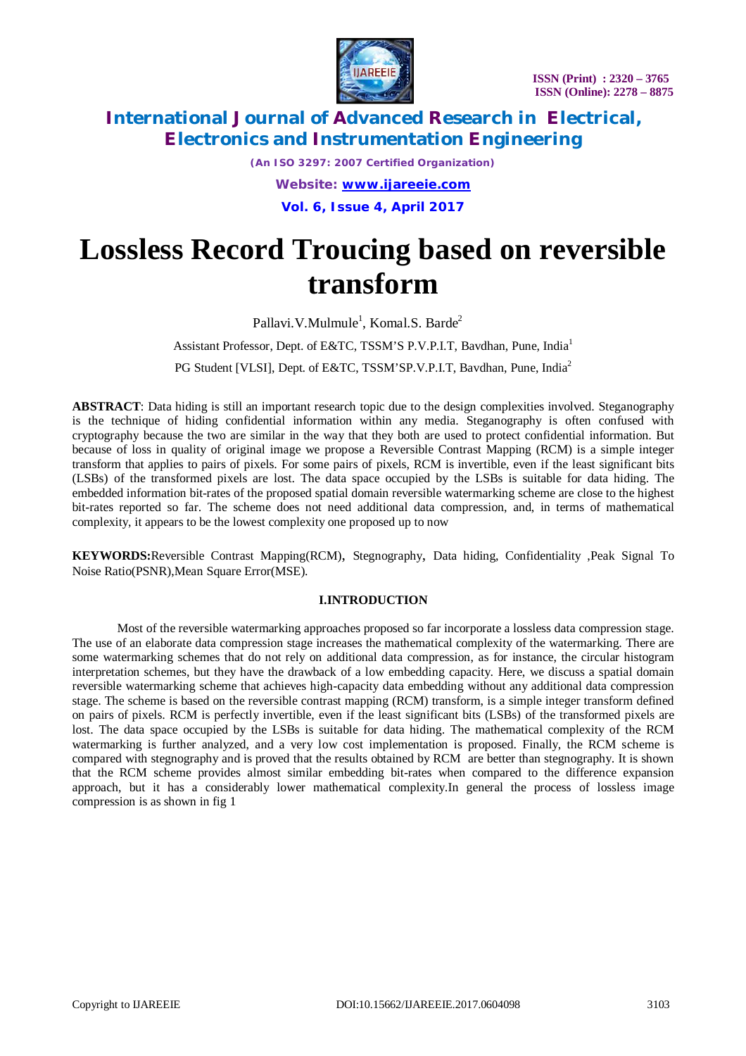# Lossless Record Troucing based on reversible transform

Pallavi.V.Mulmule[1], Komal.S. Barde[2]

Assistant Professor, Dept. of E&TC, TSSM'S P.V.P.I.T, Bavdhan, Pune, India[1]

PG Student [VLSI], Dept. of E&TC, TSSM'SP.V.P.I.T, Bavdhan, Pune, India[2]

**ABSTRACT**: Data hiding is still an important research topic due to the design complexities involved. Steganography is the technique of hiding confidential information within any media. Steganography is often confused with cryptography because the two are similar in the way that they both are used to protect confidential information. But because of loss in quality of original image we propose a Reversible Contrast Mapping (RCM) is a simple integer transform that applies to pairs of pixels. For some pairs of pixels, RCM is invertible, even if the least significant bits (LSBs) of the transformed pixels are lost. The data space occupied by the LSBs is suitable for data hiding. The embedded information bit-rates of the proposed spatial domain reversible watermarking scheme are close to the highest bit-rates reported so far. The scheme does not need additional data compression, and, in terms of mathematical complexity, it appears to be the lowest complexity one proposed up to now

**KEYWORDS:**Reversible Contrast Mapping(RCM), Stegnography, Data hiding, Confidentiality ,Peak Signal To Noise Ratio(PSNR),Mean Square Error(MSE).

## I.INTRODUCTION

Most of the reversible watermarking approaches proposed so far incorporate a lossless data compression stage. The use of an elaborate data compression stage increases the mathematical complexity of the watermarking. There are some watermarking schemes that do not rely on additional data compression, as for instance, the circular histogram interpretation schemes, but they have the drawback of a low embedding capacity. Here, we discuss a spatial domain reversible watermarking scheme that achieves high-capacity data embedding without any additional data compression stage. The scheme is based on the reversible contrast mapping (RCM) transform, is a simple integer transform defined on pairs of pixels. RCM is perfectly invertible, even if the least significant bits (LSBs) of the transformed pixels are lost. The data space occupied by the LSBs is suitable for data hiding. The mathematical complexity of the RCM watermarking is further analyzed, and a very low cost implementation is proposed. Finally, the RCM scheme is compared with stegnography and is proved that the results obtained by RCM are better than stegnography. It is shown that the RCM scheme provides almost similar embedding bit-rates when compared to the difference expansion approach, but it has a considerably lower mathematical complexity.In general the process of lossless image compression is as shown in fig 1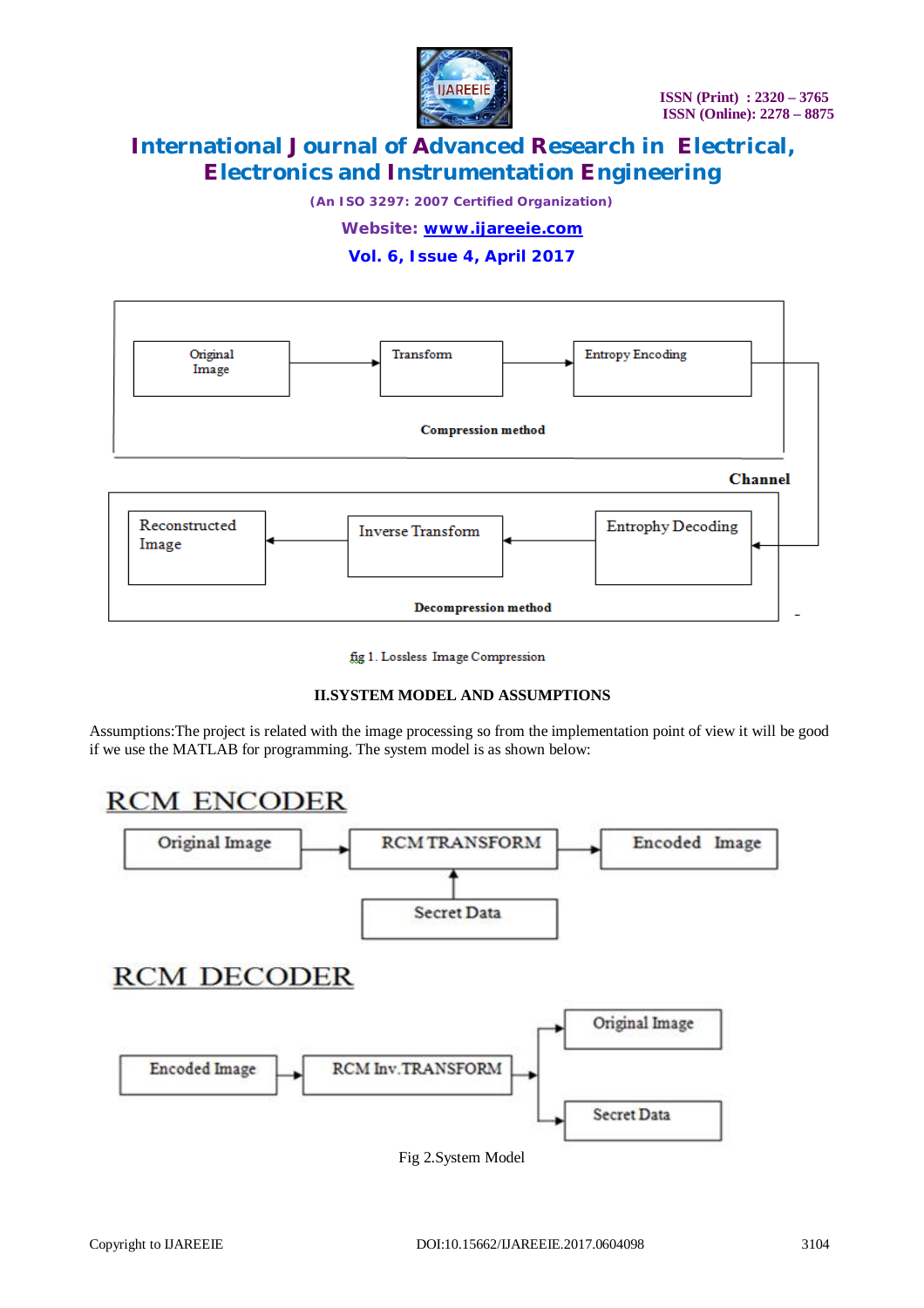Original Image → Transform → Entropy Encoding

Compression method

Channel

Reconstructed Image ← Inverse Transform ← Entrophy Decoding

Decompression method

fig 1. Lossless Image Compression

## II.SYSTEM MODEL AND ASSUMPTIONS

Assumptions:The project is related with the image processing so from the implementation point of view it will be good if we use the MATLAB for programming. The system model is as shown below:

RCM ENCODER

Original Image → RCM TRANSFORM → Encoded Image

Secret Data → RCM TRANSFORM

RCM DECODER

Encoded Image → RCM Inv.TRANSFORM → Original Image, Secret Data

Fig 2.System Model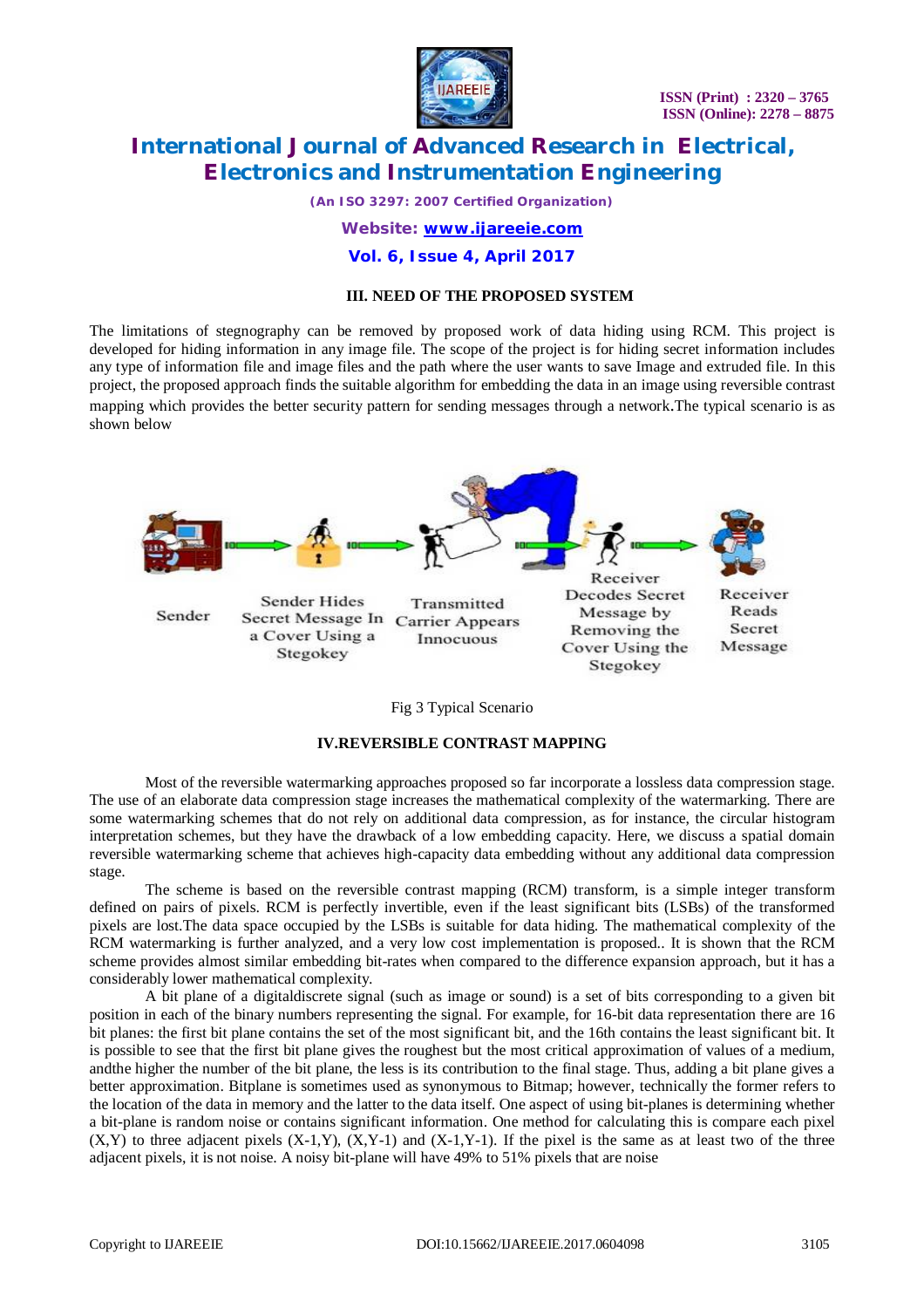### III. NEED OF THE PROPOSED SYSTEM

The limitations of stegnography can be removed by proposed work of data hiding using RCM. This project is developed for hiding information in any image file. The scope of the project is for hiding secret information includes any type of information file and image files and the path where the user wants to save Image and extruded file. In this project, the proposed approach finds the suitable algorithm for embedding the data in an image using reversible contrast mapping which provides the better security pattern for sending messages through a network.The typical scenario is as shown below

Sender → Sender Hides Secret Message In a Cover Using a Stegokey → Transmitted Carrier Appears Innocuous → Receiver Decodes Secret Message by Removing the Cover Using the Stegokey → Receiver Reads Secret Message

Fig 3 Typical Scenario

### IV.REVERSIBLE CONTRAST MAPPING

Most of the reversible watermarking approaches proposed so far incorporate a lossless data compression stage. The use of an elaborate data compression stage increases the mathematical complexity of the watermarking. There are some watermarking schemes that do not rely on additional data compression, as for instance, the circular histogram interpretation schemes, but they have the drawback of a low embedding capacity. Here, we discuss a spatial domain reversible watermarking scheme that achieves high-capacity data embedding without any additional data compression stage.

The scheme is based on the reversible contrast mapping (RCM) transform, is a simple integer transform defined on pairs of pixels. RCM is perfectly invertible, even if the least significant bits (LSBs) of the transformed pixels are lost.The data space occupied by the LSBs is suitable for data hiding. The mathematical complexity of the RCM watermarking is further analyzed, and a very low cost implementation is proposed.. It is shown that the RCM scheme provides almost similar embedding bit-rates when compared to the difference expansion approach, but it has a considerably lower mathematical complexity.

A bit plane of a digitaldiscrete signal (such as image or sound) is a set of bits corresponding to a given bit position in each of the binary numbers representing the signal. For example, for 16-bit data representation there are 16 bit planes: the first bit plane contains the set of the most significant bit, and the 16th contains the least significant bit. It is possible to see that the first bit plane gives the roughest but the most critical approximation of values of a medium, andthe higher the number of the bit plane, the less is its contribution to the final stage. Thus, adding a bit plane gives a better approximation. Bitplane is sometimes used as synonymous to Bitmap; however, technically the former refers to the location of the data in memory and the latter to the data itself. One aspect of using bit-planes is determining whether a bit-plane is random noise or contains significant information. One method for calculating this is compare each pixel (X,Y) to three adjacent pixels (X-1,Y), (X,Y-1) and (X-1,Y-1). If the pixel is the same as at least two of the three adjacent pixels, it is not noise. A noisy bit-plane will have 49% to 51% pixels that are noise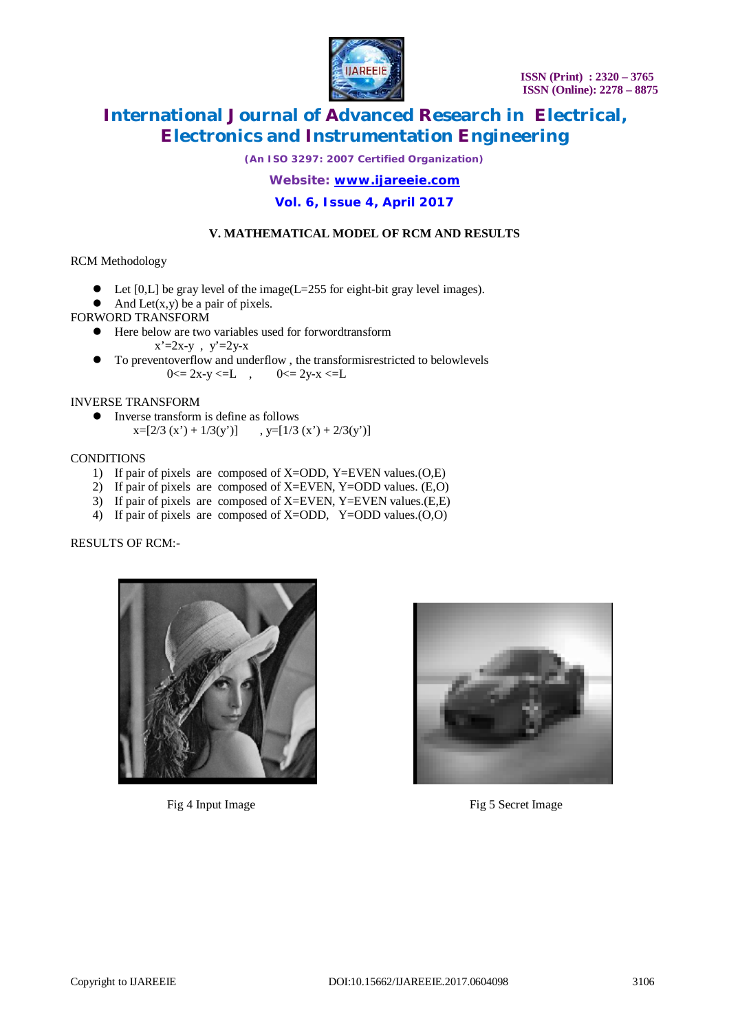## V. MATHEMATICAL MODEL OF RCM AND RESULTS

RCM Methodology

- Let [0,L] be gray level of the image(L=255 for eight-bit gray level images).
- And Let(x,y) be a pair of pixels.

FORWORD TRANSFORM

- Here below are two variables used for forwordtransform

  $x'=2x-y$ , $y'=2y-x$

- To preventoverflow and underflow , the transformisrestricted to belowlevels

  $0 <= 2x-y <= L$ , $0 <= 2y-x <= L$

INVERSE TRANSFORM

- Inverse transform is define as follows

  $x=[2/3\,(x') + 1/3(y')]$ , $y=[1/3\,(x') + 2/3(y')]$

CONDITIONS

1) If pair of pixels are composed of X=ODD, Y=EVEN values.(O,E)
2) If pair of pixels are composed of X=EVEN, Y=ODD values. (E,O)
3) If pair of pixels are composed of X=EVEN, Y=EVEN values.(E,E)
4) If pair of pixels are composed of X=ODD, Y=ODD values.(O,O)

RESULTS OF RCM:-

Fig 4 Input Image

Fig 5 Secret Image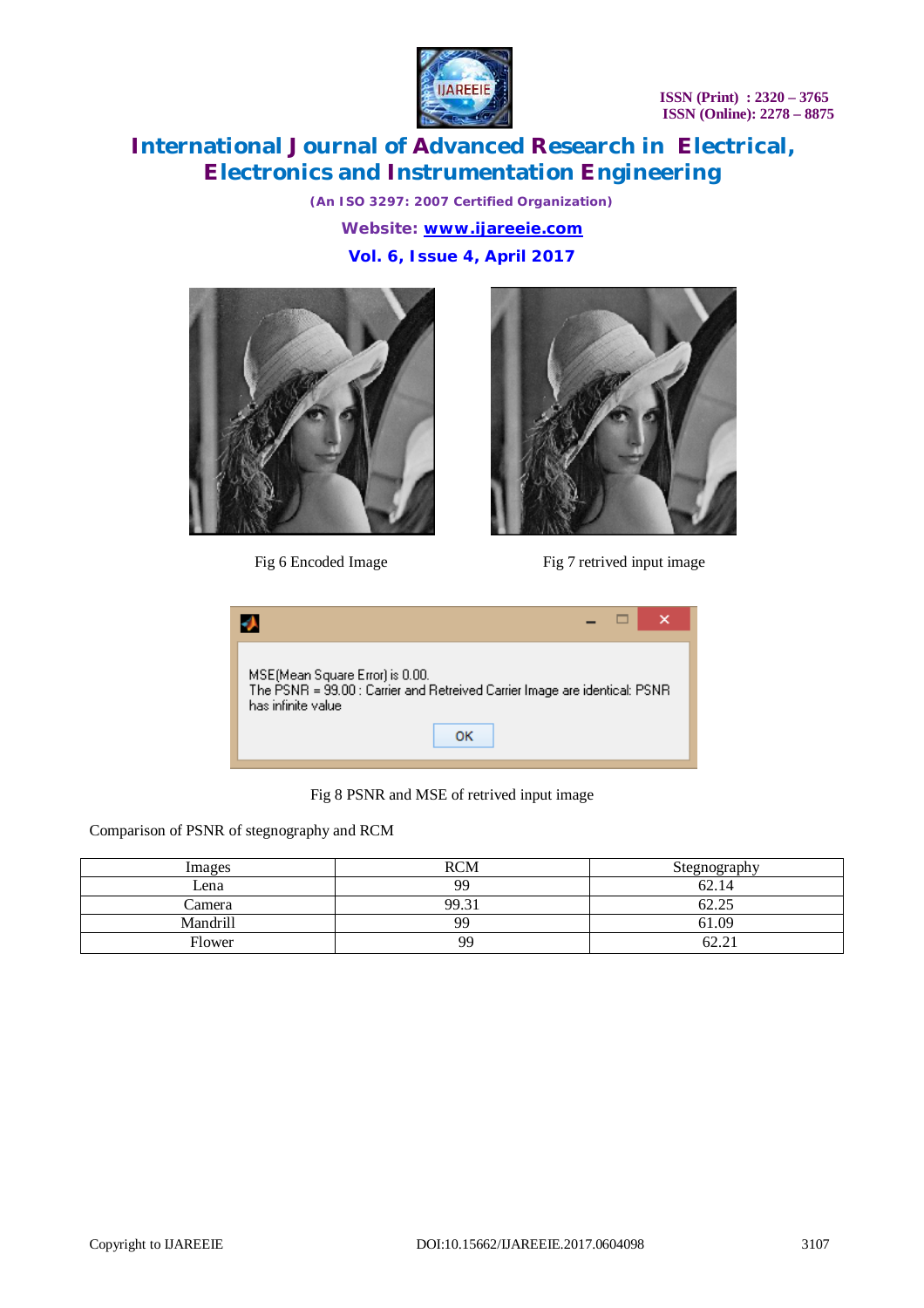Fig 6 Encoded Image

Fig 7 retrived input image

MSE(Mean Square Error) is 0.00.
The PSNR = 99.00 : Carrier and Retreived Carrier Image are identical: PSNR has infinite value

OK

Fig 8 PSNR and MSE of retrived input image

Comparison of PSNR of stegnography and RCM

| Images | RCM | Stegnography |
|---|---|---|
| Lena | 99 | 62.14 |
| Camera | 99.31 | 62.25 |
| Mandrill | 99 | 61.09 |
| Flower | 99 | 62.21 |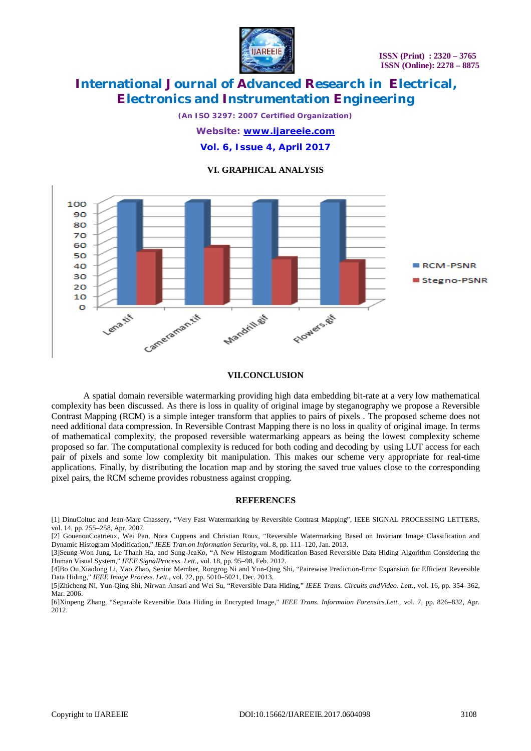## VI. GRAPHICAL ANALYSIS

100
90
80
70
60
50
40
30
20
10
0

Lena.tif
Cameraman.tif
Mandrill.gif
Flowers.gif

RCM-PSNR
Stegno-PSNR

## VII.CONCLUSION

A spatial domain reversible watermarking providing high data embedding bit-rate at a very low mathematical complexity has been discussed. As there is loss in quality of original image by steganography we propose a Reversible Contrast Mapping (RCM) is a simple integer transform that applies to pairs of pixels . The proposed scheme does not need additional data compression. In Reversible Contrast Mapping there is no loss in quality of original image. In terms of mathematical complexity, the proposed reversible watermarking appears as being the lowest complexity scheme proposed so far. The computational complexity is reduced for both coding and decoding by using LUT access for each pair of pixels and some low complexity bit manipulation. This makes our scheme very appropriate for real-time applications. Finally, by distributing the location map and by storing the saved true values close to the corresponding pixel pairs, the RCM scheme provides robustness against cropping.

## REFERENCES

[1] DinuColtuc and Jean-Marc Chassery, "Very Fast Watermarking by Reversible Contrast Mapping", IEEE SIGNAL PROCESSING LETTERS, vol. 14, pp. 255–258, Apr. 2007.

[2] GouenouCoatrieux, Wei Pan, Nora Cuppens and Christian Roux, "Reversible Watermarking Based on Invariant Image Classification and Dynamic Histogram Modification," *IEEE Tran.on Information Security*, vol. 8, pp. 111–120, Jan. 2013.

[3]Seung-Won Jung, Le Thanh Ha, and Sung-JeaKo, "A New Histogram Modification Based Reversible Data Hiding Algorithm Considering the Human Visual System," *IEEE SignalProcess. Lett.*, vol. 18, pp. 95–98, Feb. 2012.

[4]Bo Ou,Xiaolong Li, Yao Zhao, Senior Member, Rongrog Ni and Yun-Qing Shi, "Pairewise Prediction-Error Expansion for Efficient Reversible Data Hiding," *IEEE Image Process. Lett.*, vol. 22, pp. 5010–5021, Dec. 2013.

[5]Zhicheng Ni, Yun-Qing Shi, Nirwan Ansari and Wei Su, "Reversible Data Hiding," *IEEE Trans. Circuits andVideo. Lett.*, vol. 16, pp. 354–362, Mar. 2006.

[6]Xinpeng Zhang, "Separable Reversible Data Hiding in Encrypted Image," *IEEE Trans. Informaion Forensics.Lett.*, vol. 7, pp. 826–832, Apr. 2012.